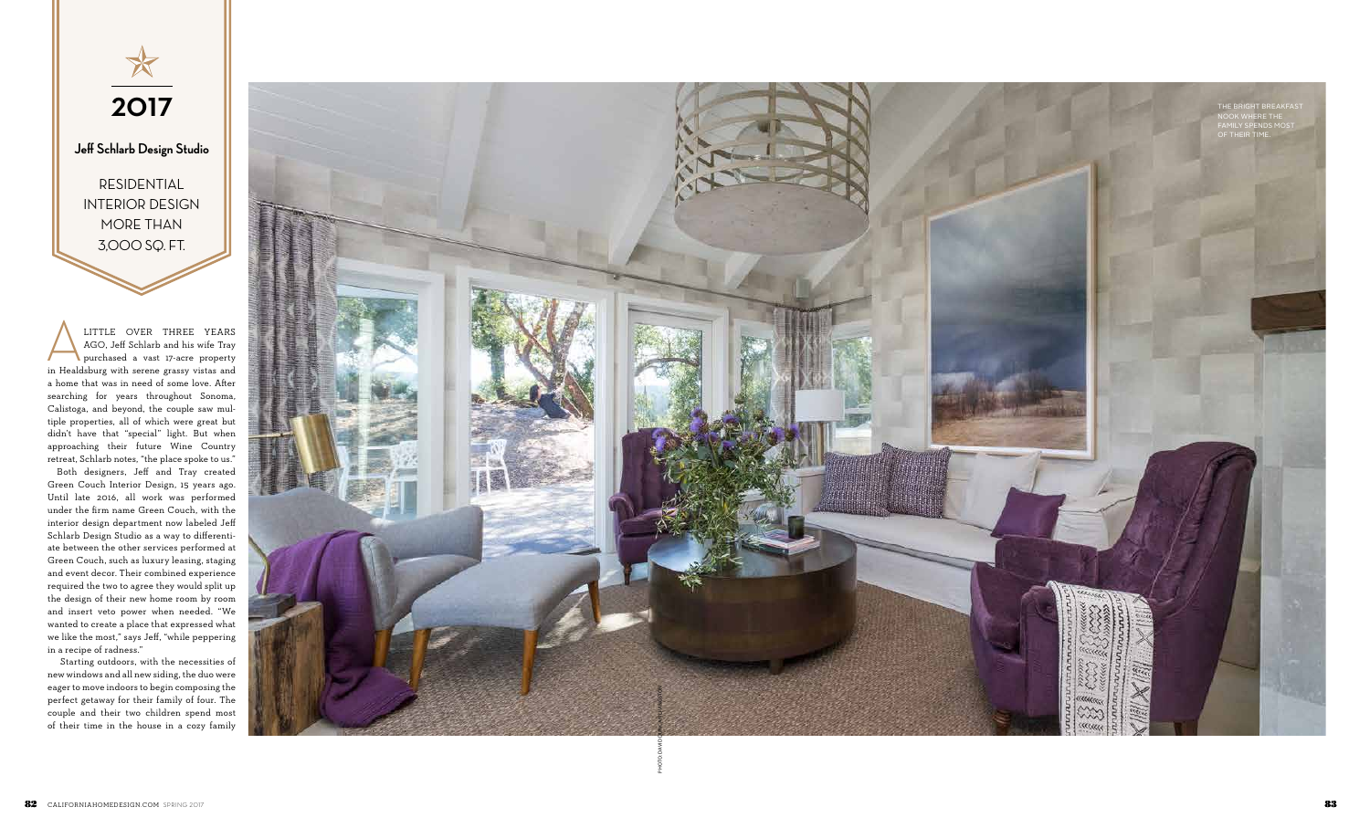2017

**Jeff Schlarb Design Studio**

RESIDENTIAL INTERIOR DESIGN MORE THAN 3,000 SQ. FT.

A LITTLE OVER THREE YEARS AGO, Jeff Schlarb and his wife Tray purchased a vast 17-acre property in Healdsburg with serene grassy vistas and a home that was in need of some love. After searching for years throughout Sonoma, Calistoga, and beyond, the couple saw multiple properties, all of which were great but didn't have that "special" light. But when approaching their future Wine Country retreat, Schlarb notes, "the place spoke to us."

Both designers, Jeff and Tray created Green Couch Interior Design, 15 years ago. Until late 2016, all work was performed under the firm name Green Couch, with the interior design department now labeled Jeff Schlarb Design Studio as a way to differentiate between the other services performed at Green Couch, such as luxury leasing, staging and event decor. Their combined experience required the two to agree they would split up the design of their new home room by room and insert veto power when needed. "We wanted to create a place that expressed what we like the most," says Jeff, "while peppering in a recipe of radness."

Starting outdoors, with the necessities of new windows and all new siding, the duo were eager to move indoors to begin composing the perfect getaway for their family of four. The couple and their two children spend most of their time in the house in a cozy family

THE BRIGHT BREAKFAST NOOK WHERE THE FAMILY SPENDS MOST OF THEIR TIME.

PHOTO: DAVID DUNCAN LIVINGSTON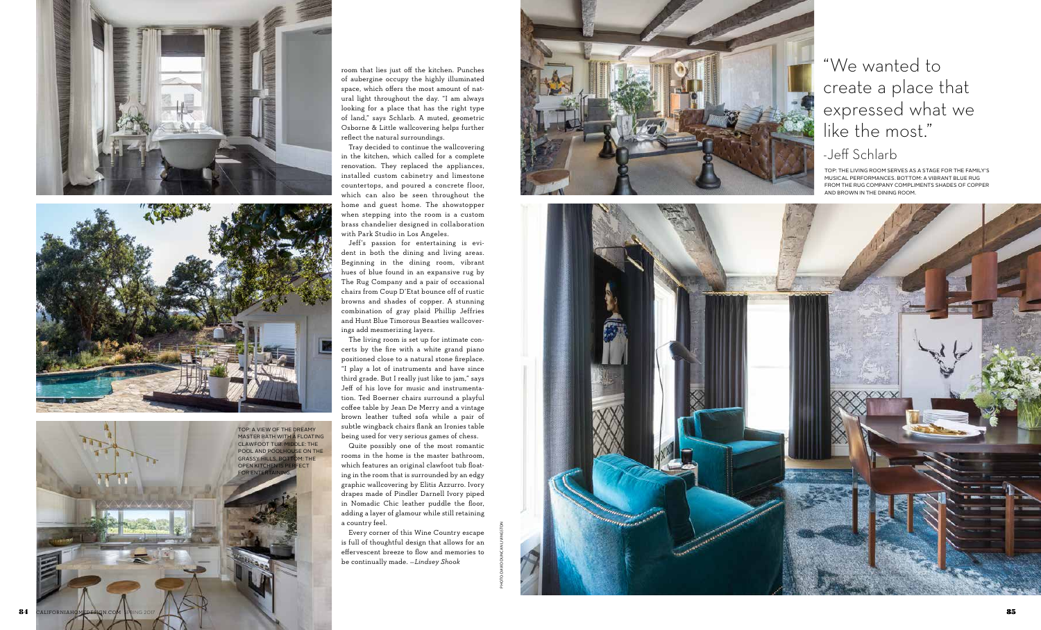room that lies just off the kitchen. Punches of aubergine occupy the highly illuminated space, which offers the most amount of natural light throughout the day. "I am always looking for a place that has the right type of land," says Schlarb. A muted, geometric Osborne & Little wallcovering helps further reflect the natural surroundings.

Tray decided to continue the wallcovering in the kitchen, which called for a complete renovation. They replaced the appliances, installed custom cabinetry and limestone countertops, and poured a concrete floor, which can also be seen throughout the home and guest home. The showstopper when stepping into the room is a custom brass chandelier designed in collaboration with Park Studio in Los Angeles.

Jeff's passion for entertaining is evident in both the dining and living areas. Beginning in the dining room, vibrant hues of blue found in an expansive rug by The Rug Company and a pair of occasional chairs from Coup D'Etat bounce off of rustic browns and shades of copper. A stunning combination of gray plaid Phillip Jeffries and Hunt Blue Timorous Beasties wallcoverings add mesmerizing layers.

The living room is set up for intimate concerts by the fire with a white grand piano positioned close to a natural stone fireplace. "I play a lot of instruments and have since third grade. But I really just like to jam," says Jeff of his love for music and instrumentation. Ted Boerner chairs surround a playful coffee table by Jean De Merry and a vintage brown leather tufted sofa while a pair of subtle wingback chairs flank an Ironies table being used for very serious games of chess.

Quite possibly one of the most romantic rooms in the home is the master bathroom, which features an original clawfoot tub floating in the room that is surrounded by an edgy graphic wallcovering by Elitis Azzurro. Ivory drapes made of Pindler Darnell Ivory piped in Nomadic Chic leather puddle the floor, adding a layer of glamour while still retaining a country feel.

Every corner of this Wine Country escape is full of thoughtful design that allows for an effervescent breeze to flow and memories to be continually made. *—Lindsey Shook*

TOP: A VIEW OF THE DREAMY MASTER BATH WITH A FLOATING CLAWFOOT TUB. MIDDLE: THE POOL AND POOLHOUSE ON THE GRASSY HILLS. BOTTOM: THE OPEN KITCHEN IS PERFECT FOR ENTERTAINING.

## "We wanted to create a place that expressed what we like the most."

-Jeff Schlarb

TOP: THE LIVING ROOM SERVES AS A STAGE FOR THE FAMILY'S MUSICAL PERFORMANCES. BOTTOM: A VIBRANT BLUE RUG FROM THE RUG COMPANY COMPLIMENTS SHADES OF COPPER AND BROWN IN THE DINING ROOM.

PHOTO: DAVID DUNCAN LIVINGSTON